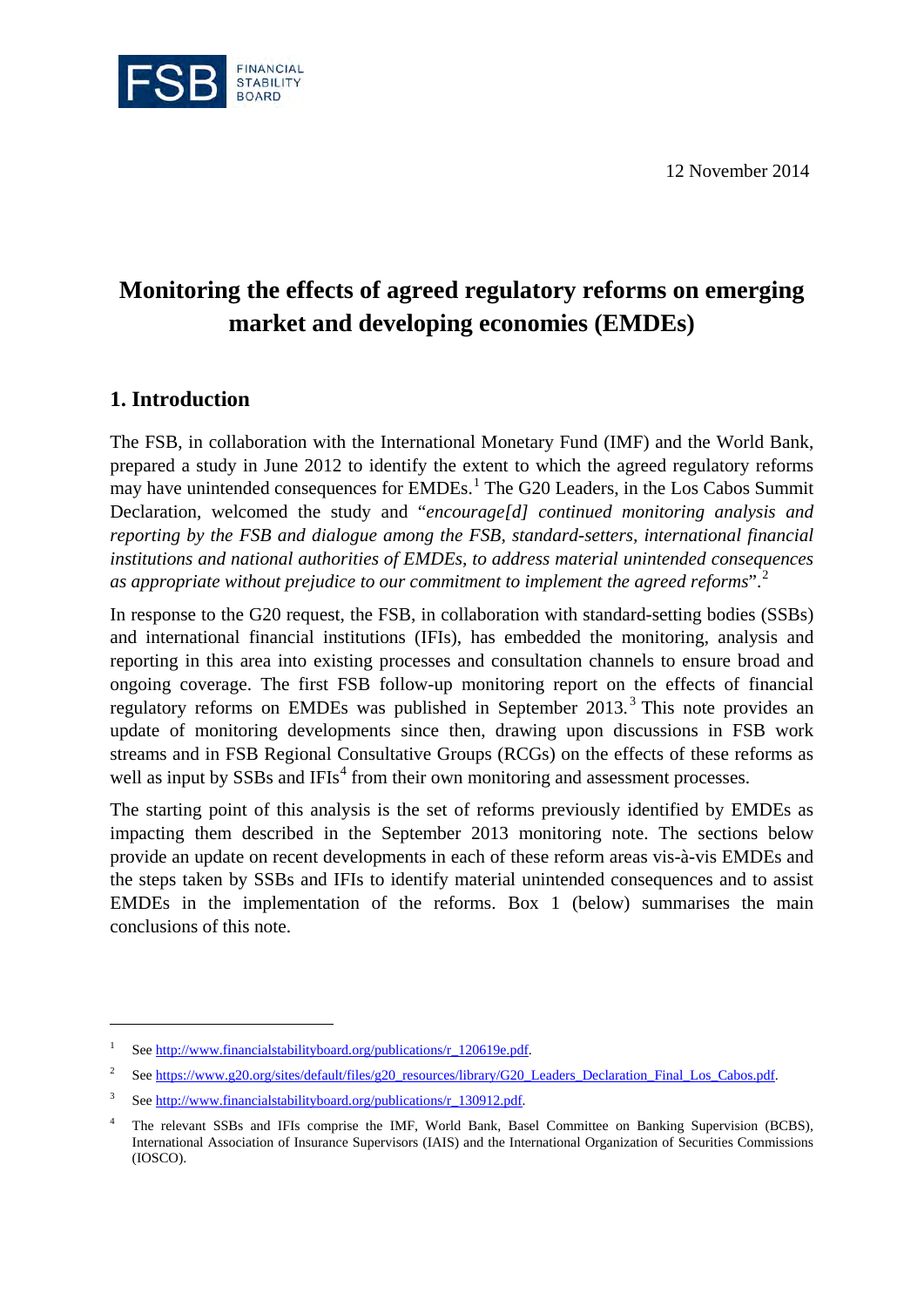FSB FINANCIAL STABILITY BOARD

12 November 2014

# Monitoring the effects of agreed regulatory reforms on emerging market and developing economies (EMDEs)

## 1. Introduction

The FSB, in collaboration with the International Monetary Fund (IMF) and the World Bank, prepared a study in June 2012 to identify the extent to which the agreed regulatory reforms may have unintended consequences for EMDEs.[1] The G20 Leaders, in the Los Cabos Summit Declaration, welcomed the study and "*encourage[d] continued monitoring analysis and reporting by the FSB and dialogue among the FSB, standard-setters, international financial institutions and national authorities of EMDEs, to address material unintended consequences as appropriate without prejudice to our commitment to implement the agreed reforms*".[2]

In response to the G20 request, the FSB, in collaboration with standard-setting bodies (SSBs) and international financial institutions (IFIs), has embedded the monitoring, analysis and reporting in this area into existing processes and consultation channels to ensure broad and ongoing coverage. The first FSB follow-up monitoring report on the effects of financial regulatory reforms on EMDEs was published in September 2013.[3] This note provides an update of monitoring developments since then, drawing upon discussions in FSB work streams and in FSB Regional Consultative Groups (RCGs) on the effects of these reforms as well as input by SSBs and IFIs[4] from their own monitoring and assessment processes.

The starting point of this analysis is the set of reforms previously identified by EMDEs as impacting them described in the September 2013 monitoring note. The sections below provide an update on recent developments in each of these reform areas vis-à-vis EMDEs and the steps taken by SSBs and IFIs to identify material unintended consequences and to assist EMDEs in the implementation of the reforms. Box 1 (below) summarises the main conclusions of this note.

---

1. See http://www.financialstabilityboard.org/publications/r_120619e.pdf.
2. See https://www.g20.org/sites/default/files/g20_resources/library/G20_Leaders_Declaration_Final_Los_Cabos.pdf.
3. See http://www.financialstabilityboard.org/publications/r_130912.pdf.
4. The relevant SSBs and IFIs comprise the IMF, World Bank, Basel Committee on Banking Supervision (BCBS), International Association of Insurance Supervisors (IAIS) and the International Organization of Securities Commissions (IOSCO).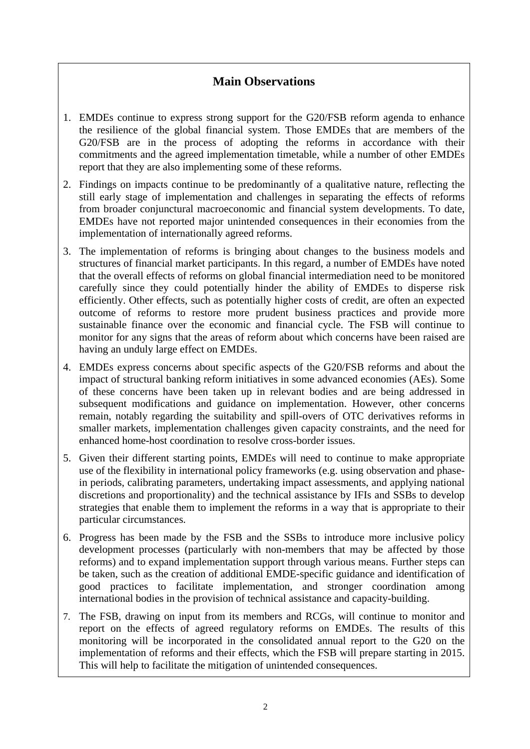## Main Observations

1. EMDEs continue to express strong support for the G20/FSB reform agenda to enhance the resilience of the global financial system. Those EMDEs that are members of the G20/FSB are in the process of adopting the reforms in accordance with their commitments and the agreed implementation timetable, while a number of other EMDEs report that they are also implementing some of these reforms.
2. Findings on impacts continue to be predominantly of a qualitative nature, reflecting the still early stage of implementation and challenges in separating the effects of reforms from broader conjunctural macroeconomic and financial system developments. To date, EMDEs have not reported major unintended consequences in their economies from the implementation of internationally agreed reforms.
3. The implementation of reforms is bringing about changes to the business models and structures of financial market participants. In this regard, a number of EMDEs have noted that the overall effects of reforms on global financial intermediation need to be monitored carefully since they could potentially hinder the ability of EMDEs to disperse risk efficiently. Other effects, such as potentially higher costs of credit, are often an expected outcome of reforms to restore more prudent business practices and provide more sustainable finance over the economic and financial cycle. The FSB will continue to monitor for any signs that the areas of reform about which concerns have been raised are having an unduly large effect on EMDEs.
4. EMDEs express concerns about specific aspects of the G20/FSB reforms and about the impact of structural banking reform initiatives in some advanced economies (AEs). Some of these concerns have been taken up in relevant bodies and are being addressed in subsequent modifications and guidance on implementation. However, other concerns remain, notably regarding the suitability and spill-overs of OTC derivatives reforms in smaller markets, implementation challenges given capacity constraints, and the need for enhanced home-host coordination to resolve cross-border issues.
5. Given their different starting points, EMDEs will need to continue to make appropriate use of the flexibility in international policy frameworks (e.g. using observation and phase-in periods, calibrating parameters, undertaking impact assessments, and applying national discretions and proportionality) and the technical assistance by IFIs and SSBs to develop strategies that enable them to implement the reforms in a way that is appropriate to their particular circumstances.
6. Progress has been made by the FSB and the SSBs to introduce more inclusive policy development processes (particularly with non-members that may be affected by those reforms) and to expand implementation support through various means. Further steps can be taken, such as the creation of additional EMDE-specific guidance and identification of good practices to facilitate implementation, and stronger coordination among international bodies in the provision of technical assistance and capacity-building.
7. The FSB, drawing on input from its members and RCGs, will continue to monitor and report on the effects of agreed regulatory reforms on EMDEs. The results of this monitoring will be incorporated in the consolidated annual report to the G20 on the implementation of reforms and their effects, which the FSB will prepare starting in 2015. This will help to facilitate the mitigation of unintended consequences.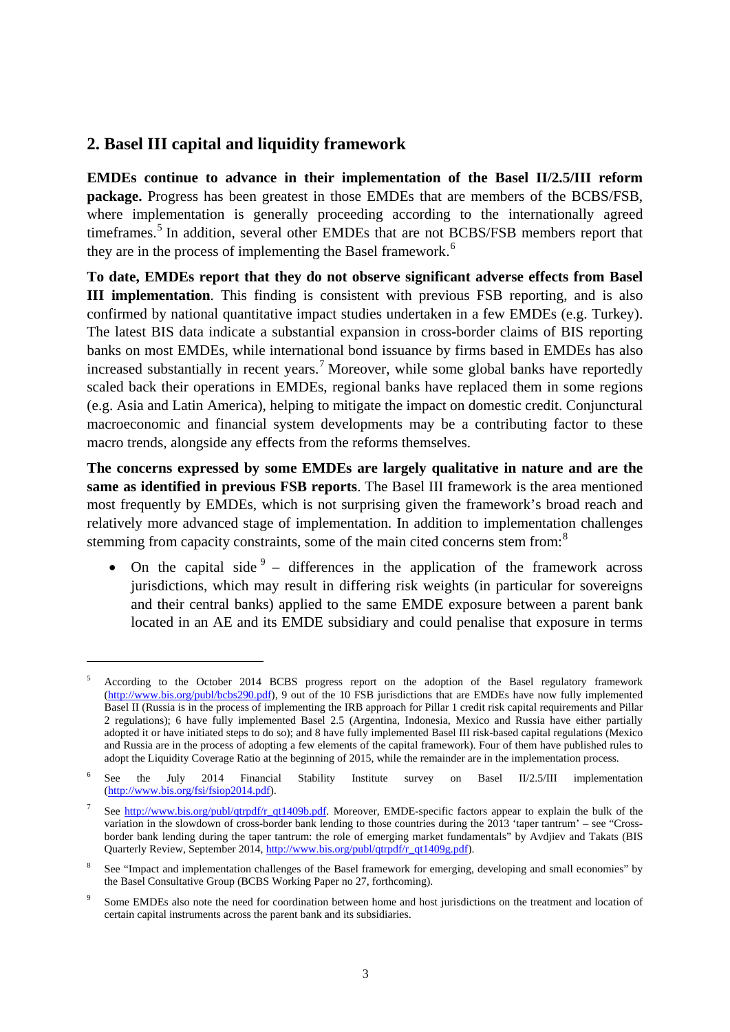## 2. Basel III capital and liquidity framework

**EMDEs continue to advance in their implementation of the Basel II/2.5/III reform package.** Progress has been greatest in those EMDEs that are members of the BCBS/FSB, where implementation is generally proceeding according to the internationally agreed timeframes.[5] In addition, several other EMDEs that are not BCBS/FSB members report that they are in the process of implementing the Basel framework.[6]

**To date, EMDEs report that they do not observe significant adverse effects from Basel III implementation**. This finding is consistent with previous FSB reporting, and is also confirmed by national quantitative impact studies undertaken in a few EMDEs (e.g. Turkey). The latest BIS data indicate a substantial expansion in cross-border claims of BIS reporting banks on most EMDEs, while international bond issuance by firms based in EMDEs has also increased substantially in recent years.[7] Moreover, while some global banks have reportedly scaled back their operations in EMDEs, regional banks have replaced them in some regions (e.g. Asia and Latin America), helping to mitigate the impact on domestic credit. Conjunctural macroeconomic and financial system developments may be a contributing factor to these macro trends, alongside any effects from the reforms themselves.

**The concerns expressed by some EMDEs are largely qualitative in nature and are the same as identified in previous FSB reports**. The Basel III framework is the area mentioned most frequently by EMDEs, which is not surprising given the framework's broad reach and relatively more advanced stage of implementation. In addition to implementation challenges stemming from capacity constraints, some of the main cited concerns stem from:[8]

- On the capital side[9] – differences in the application of the framework across jurisdictions, which may result in differing risk weights (in particular for sovereigns and their central banks) applied to the same EMDE exposure between a parent bank located in an AE and its EMDE subsidiary and could penalise that exposure in terms

---

[5] According to the October 2014 BCBS progress report on the adoption of the Basel regulatory framework (http://www.bis.org/publ/bcbs290.pdf), 9 out of the 10 FSB jurisdictions that are EMDEs have now fully implemented Basel II (Russia is in the process of implementing the IRB approach for Pillar 1 credit risk capital requirements and Pillar 2 regulations); 6 have fully implemented Basel 2.5 (Argentina, Indonesia, Mexico and Russia have either partially adopted it or have initiated steps to do so); and 8 have fully implemented Basel III risk-based capital regulations (Mexico and Russia are in the process of adopting a few elements of the capital framework). Four of them have published rules to adopt the Liquidity Coverage Ratio at the beginning of 2015, while the remainder are in the implementation process.

[6] See the July 2014 Financial Stability Institute survey on Basel II/2.5/III implementation (http://www.bis.org/fsi/fsiop2014.pdf).

[7] See http://www.bis.org/publ/qtrpdf/r_qt1409b.pdf. Moreover, EMDE-specific factors appear to explain the bulk of the variation in the slowdown of cross-border bank lending to those countries during the 2013 'taper tantrum' – see "Cross-border bank lending during the taper tantrum: the role of emerging market fundamentals" by Avdjiev and Takats (BIS Quarterly Review, September 2014, http://www.bis.org/publ/qtrpdf/r_qt1409g.pdf).

[8] See "Impact and implementation challenges of the Basel framework for emerging, developing and small economies" by the Basel Consultative Group (BCBS Working Paper no 27, forthcoming).

[9] Some EMDEs also note the need for coordination between home and host jurisdictions on the treatment and location of certain capital instruments across the parent bank and its subsidiaries.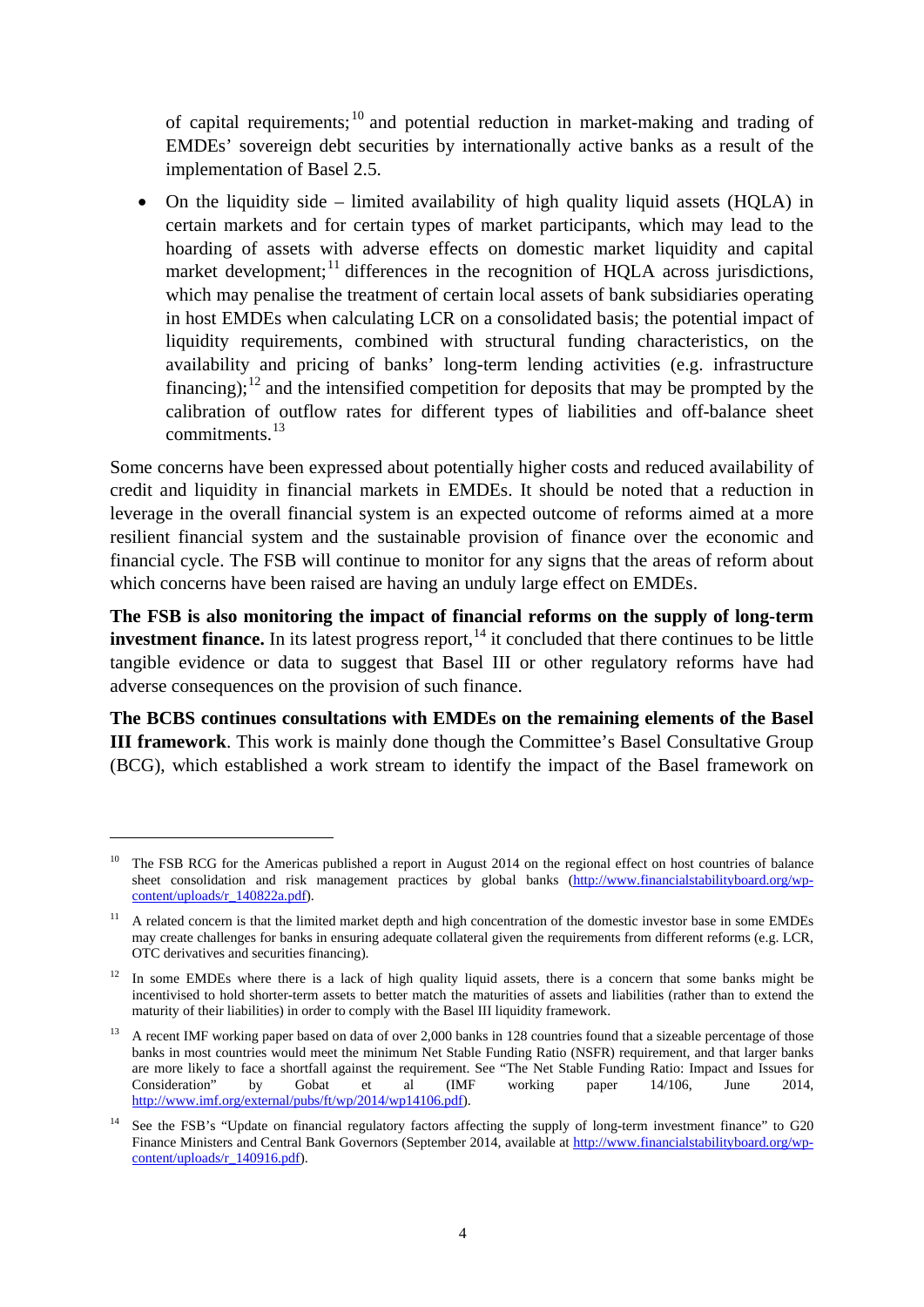of capital requirements;[10] and potential reduction in market-making and trading of EMDEs' sovereign debt securities by internationally active banks as a result of the implementation of Basel 2.5.

- On the liquidity side – limited availability of high quality liquid assets (HQLA) in certain markets and for certain types of market participants, which may lead to the hoarding of assets with adverse effects on domestic market liquidity and capital market development;[11] differences in the recognition of HQLA across jurisdictions, which may penalise the treatment of certain local assets of bank subsidiaries operating in host EMDEs when calculating LCR on a consolidated basis; the potential impact of liquidity requirements, combined with structural funding characteristics, on the availability and pricing of banks' long-term lending activities (e.g. infrastructure financing);[12] and the intensified competition for deposits that may be prompted by the calibration of outflow rates for different types of liabilities and off-balance sheet commitments.[13]

Some concerns have been expressed about potentially higher costs and reduced availability of credit and liquidity in financial markets in EMDEs. It should be noted that a reduction in leverage in the overall financial system is an expected outcome of reforms aimed at a more resilient financial system and the sustainable provision of finance over the economic and financial cycle. The FSB will continue to monitor for any signs that the areas of reform about which concerns have been raised are having an unduly large effect on EMDEs.

**The FSB is also monitoring the impact of financial reforms on the supply of long-term investment finance.** In its latest progress report,[14] it concluded that there continues to be little tangible evidence or data to suggest that Basel III or other regulatory reforms have had adverse consequences on the provision of such finance.

**The BCBS continues consultations with EMDEs on the remaining elements of the Basel III framework**. This work is mainly done though the Committee's Basel Consultative Group (BCG), which established a work stream to identify the impact of the Basel framework on

---

[10] The FSB RCG for the Americas published a report in August 2014 on the regional effect on host countries of balance sheet consolidation and risk management practices by global banks (http://www.financialstabilityboard.org/wp-content/uploads/r_140822a.pdf).

[11] A related concern is that the limited market depth and high concentration of the domestic investor base in some EMDEs may create challenges for banks in ensuring adequate collateral given the requirements from different reforms (e.g. LCR, OTC derivatives and securities financing).

[12] In some EMDEs where there is a lack of high quality liquid assets, there is a concern that some banks might be incentivised to hold shorter-term assets to better match the maturities of assets and liabilities (rather than to extend the maturity of their liabilities) in order to comply with the Basel III liquidity framework.

[13] A recent IMF working paper based on data of over 2,000 banks in 128 countries found that a sizeable percentage of those banks in most countries would meet the minimum Net Stable Funding Ratio (NSFR) requirement, and that larger banks are more likely to face a shortfall against the requirement. See "The Net Stable Funding Ratio: Impact and Issues for Consideration" by Gobat et al (IMF working paper 14/106, June 2014, http://www.imf.org/external/pubs/ft/wp/2014/wp14106.pdf).

[14] See the FSB's "Update on financial regulatory factors affecting the supply of long-term investment finance" to G20 Finance Ministers and Central Bank Governors (September 2014, available at http://www.financialstabilityboard.org/wp-content/uploads/r_140916.pdf).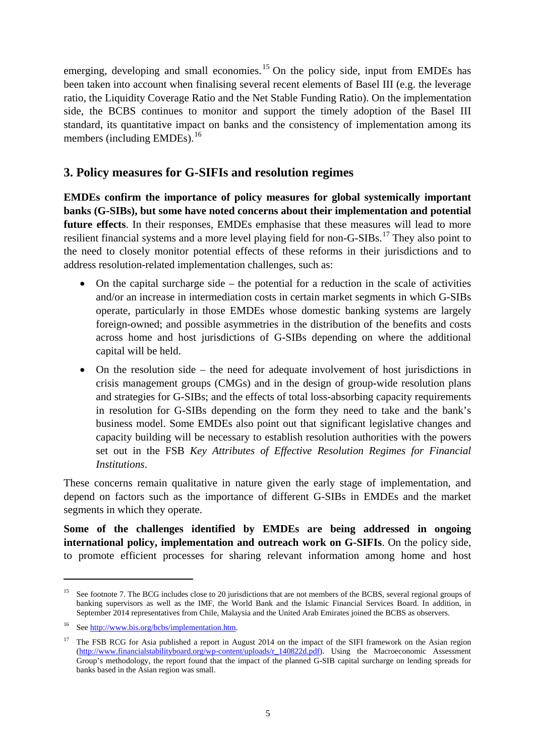emerging, developing and small economies.[15] On the policy side, input from EMDEs has been taken into account when finalising several recent elements of Basel III (e.g. the leverage ratio, the Liquidity Coverage Ratio and the Net Stable Funding Ratio). On the implementation side, the BCBS continues to monitor and support the timely adoption of the Basel III standard, its quantitative impact on banks and the consistency of implementation among its members (including EMDEs).[16]

## 3. Policy measures for G-SIFIs and resolution regimes

**EMDEs confirm the importance of policy measures for global systemically important banks (G-SIBs), but some have noted concerns about their implementation and potential future effects**. In their responses, EMDEs emphasise that these measures will lead to more resilient financial systems and a more level playing field for non-G-SIBs.[17] They also point to the need to closely monitor potential effects of these reforms in their jurisdictions and to address resolution-related implementation challenges, such as:

- On the capital surcharge side – the potential for a reduction in the scale of activities and/or an increase in intermediation costs in certain market segments in which G-SIBs operate, particularly in those EMDEs whose domestic banking systems are largely foreign-owned; and possible asymmetries in the distribution of the benefits and costs across home and host jurisdictions of G-SIBs depending on where the additional capital will be held.
- On the resolution side – the need for adequate involvement of host jurisdictions in crisis management groups (CMGs) and in the design of group-wide resolution plans and strategies for G-SIBs; and the effects of total loss-absorbing capacity requirements in resolution for G-SIBs depending on the form they need to take and the bank's business model. Some EMDEs also point out that significant legislative changes and capacity building will be necessary to establish resolution authorities with the powers set out in the FSB *Key Attributes of Effective Resolution Regimes for Financial Institutions*.

These concerns remain qualitative in nature given the early stage of implementation, and depend on factors such as the importance of different G-SIBs in EMDEs and the market segments in which they operate.

**Some of the challenges identified by EMDEs are being addressed in ongoing international policy, implementation and outreach work on G-SIFIs**. On the policy side, to promote efficient processes for sharing relevant information among home and host

---

[15] See footnote 7. The BCG includes close to 20 jurisdictions that are not members of the BCBS, several regional groups of banking supervisors as well as the IMF, the World Bank and the Islamic Financial Services Board. In addition, in September 2014 representatives from Chile, Malaysia and the United Arab Emirates joined the BCBS as observers.

[16] See http://www.bis.org/bcbs/implementation.htm.

[17] The FSB RCG for Asia published a report in August 2014 on the impact of the SIFI framework on the Asian region (http://www.financialstabilityboard.org/wp-content/uploads/r_140822d.pdf). Using the Macroeconomic Assessment Group's methodology, the report found that the impact of the planned G-SIB capital surcharge on lending spreads for banks based in the Asian region was small.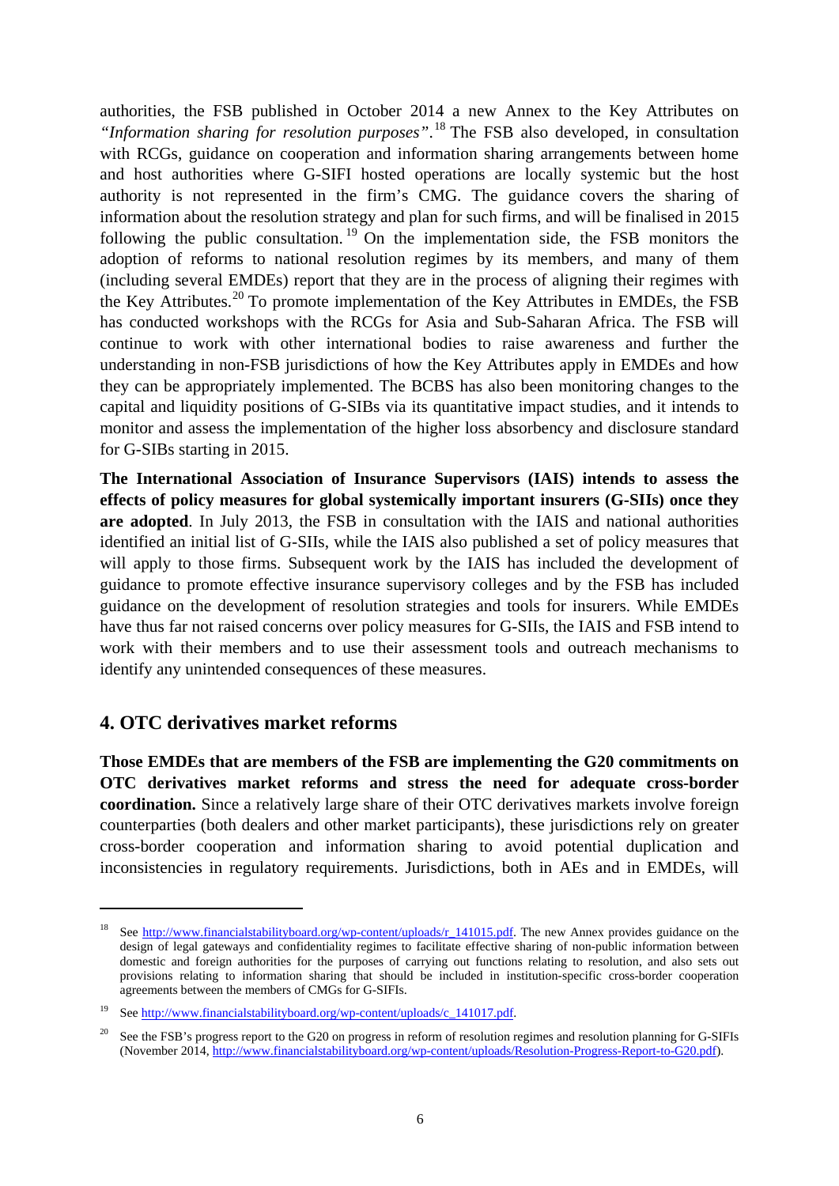authorities, the FSB published in October 2014 a new Annex to the Key Attributes on *"Information sharing for resolution purposes"*.[18] The FSB also developed, in consultation with RCGs, guidance on cooperation and information sharing arrangements between home and host authorities where G-SIFI hosted operations are locally systemic but the host authority is not represented in the firm's CMG. The guidance covers the sharing of information about the resolution strategy and plan for such firms, and will be finalised in 2015 following the public consultation.[19] On the implementation side, the FSB monitors the adoption of reforms to national resolution regimes by its members, and many of them (including several EMDEs) report that they are in the process of aligning their regimes with the Key Attributes.[20] To promote implementation of the Key Attributes in EMDEs, the FSB has conducted workshops with the RCGs for Asia and Sub-Saharan Africa. The FSB will continue to work with other international bodies to raise awareness and further the understanding in non-FSB jurisdictions of how the Key Attributes apply in EMDEs and how they can be appropriately implemented. The BCBS has also been monitoring changes to the capital and liquidity positions of G-SIBs via its quantitative impact studies, and it intends to monitor and assess the implementation of the higher loss absorbency and disclosure standard for G-SIBs starting in 2015.

**The International Association of Insurance Supervisors (IAIS) intends to assess the effects of policy measures for global systemically important insurers (G-SIIs) once they are adopted**. In July 2013, the FSB in consultation with the IAIS and national authorities identified an initial list of G-SIIs, while the IAIS also published a set of policy measures that will apply to those firms. Subsequent work by the IAIS has included the development of guidance to promote effective insurance supervisory colleges and by the FSB has included guidance on the development of resolution strategies and tools for insurers. While EMDEs have thus far not raised concerns over policy measures for G-SIIs, the IAIS and FSB intend to work with their members and to use their assessment tools and outreach mechanisms to identify any unintended consequences of these measures.

## 4. OTC derivatives market reforms

**Those EMDEs that are members of the FSB are implementing the G20 commitments on OTC derivatives market reforms and stress the need for adequate cross-border coordination.** Since a relatively large share of their OTC derivatives markets involve foreign counterparties (both dealers and other market participants), these jurisdictions rely on greater cross-border cooperation and information sharing to avoid potential duplication and inconsistencies in regulatory requirements. Jurisdictions, both in AEs and in EMDEs, will

---

[18] See http://www.financialstabilityboard.org/wp-content/uploads/r_141015.pdf. The new Annex provides guidance on the design of legal gateways and confidentiality regimes to facilitate effective sharing of non-public information between domestic and foreign authorities for the purposes of carrying out functions relating to resolution, and also sets out provisions relating to information sharing that should be included in institution-specific cross-border cooperation agreements between the members of CMGs for G-SIFIs.

[19] See http://www.financialstabilityboard.org/wp-content/uploads/c_141017.pdf.

[20] See the FSB's progress report to the G20 on progress in reform of resolution regimes and resolution planning for G-SIFIs (November 2014, http://www.financialstabilityboard.org/wp-content/uploads/Resolution-Progress-Report-to-G20.pdf).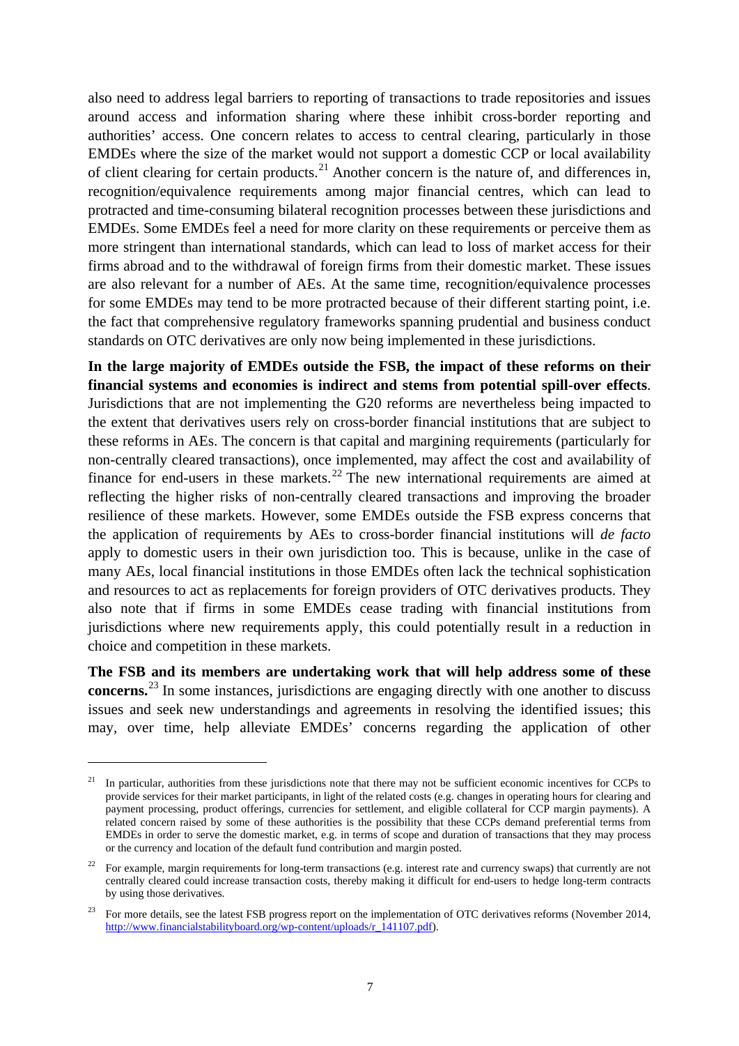also need to address legal barriers to reporting of transactions to trade repositories and issues around access and information sharing where these inhibit cross-border reporting and authorities' access. One concern relates to access to central clearing, particularly in those EMDEs where the size of the market would not support a domestic CCP or local availability of client clearing for certain products.[21] Another concern is the nature of, and differences in, recognition/equivalence requirements among major financial centres, which can lead to protracted and time-consuming bilateral recognition processes between these jurisdictions and EMDEs. Some EMDEs feel a need for more clarity on these requirements or perceive them as more stringent than international standards, which can lead to loss of market access for their firms abroad and to the withdrawal of foreign firms from their domestic market. These issues are also relevant for a number of AEs. At the same time, recognition/equivalence processes for some EMDEs may tend to be more protracted because of their different starting point, i.e. the fact that comprehensive regulatory frameworks spanning prudential and business conduct standards on OTC derivatives are only now being implemented in these jurisdictions.

**In the large majority of EMDEs outside the FSB, the impact of these reforms on their financial systems and economies is indirect and stems from potential spill-over effects**. Jurisdictions that are not implementing the G20 reforms are nevertheless being impacted to the extent that derivatives users rely on cross-border financial institutions that are subject to these reforms in AEs. The concern is that capital and margining requirements (particularly for non-centrally cleared transactions), once implemented, may affect the cost and availability of finance for end-users in these markets.[22] The new international requirements are aimed at reflecting the higher risks of non-centrally cleared transactions and improving the broader resilience of these markets. However, some EMDEs outside the FSB express concerns that the application of requirements by AEs to cross-border financial institutions will *de facto* apply to domestic users in their own jurisdiction too. This is because, unlike in the case of many AEs, local financial institutions in those EMDEs often lack the technical sophistication and resources to act as replacements for foreign providers of OTC derivatives products. They also note that if firms in some EMDEs cease trading with financial institutions from jurisdictions where new requirements apply, this could potentially result in a reduction in choice and competition in these markets.

**The FSB and its members are undertaking work that will help address some of these concerns.**[23] In some instances, jurisdictions are engaging directly with one another to discuss issues and seek new understandings and agreements in resolving the identified issues; this may, over time, help alleviate EMDEs' concerns regarding the application of other

---

[21] In particular, authorities from these jurisdictions note that there may not be sufficient economic incentives for CCPs to provide services for their market participants, in light of the related costs (e.g. changes in operating hours for clearing and payment processing, product offerings, currencies for settlement, and eligible collateral for CCP margin payments). A related concern raised by some of these authorities is the possibility that these CCPs demand preferential terms from EMDEs in order to serve the domestic market, e.g. in terms of scope and duration of transactions that they may process or the currency and location of the default fund contribution and margin posted.

[22] For example, margin requirements for long-term transactions (e.g. interest rate and currency swaps) that currently are not centrally cleared could increase transaction costs, thereby making it difficult for end-users to hedge long-term contracts by using those derivatives.

[23] For more details, see the latest FSB progress report on the implementation of OTC derivatives reforms (November 2014, http://www.financialstabilityboard.org/wp-content/uploads/r_141107.pdf).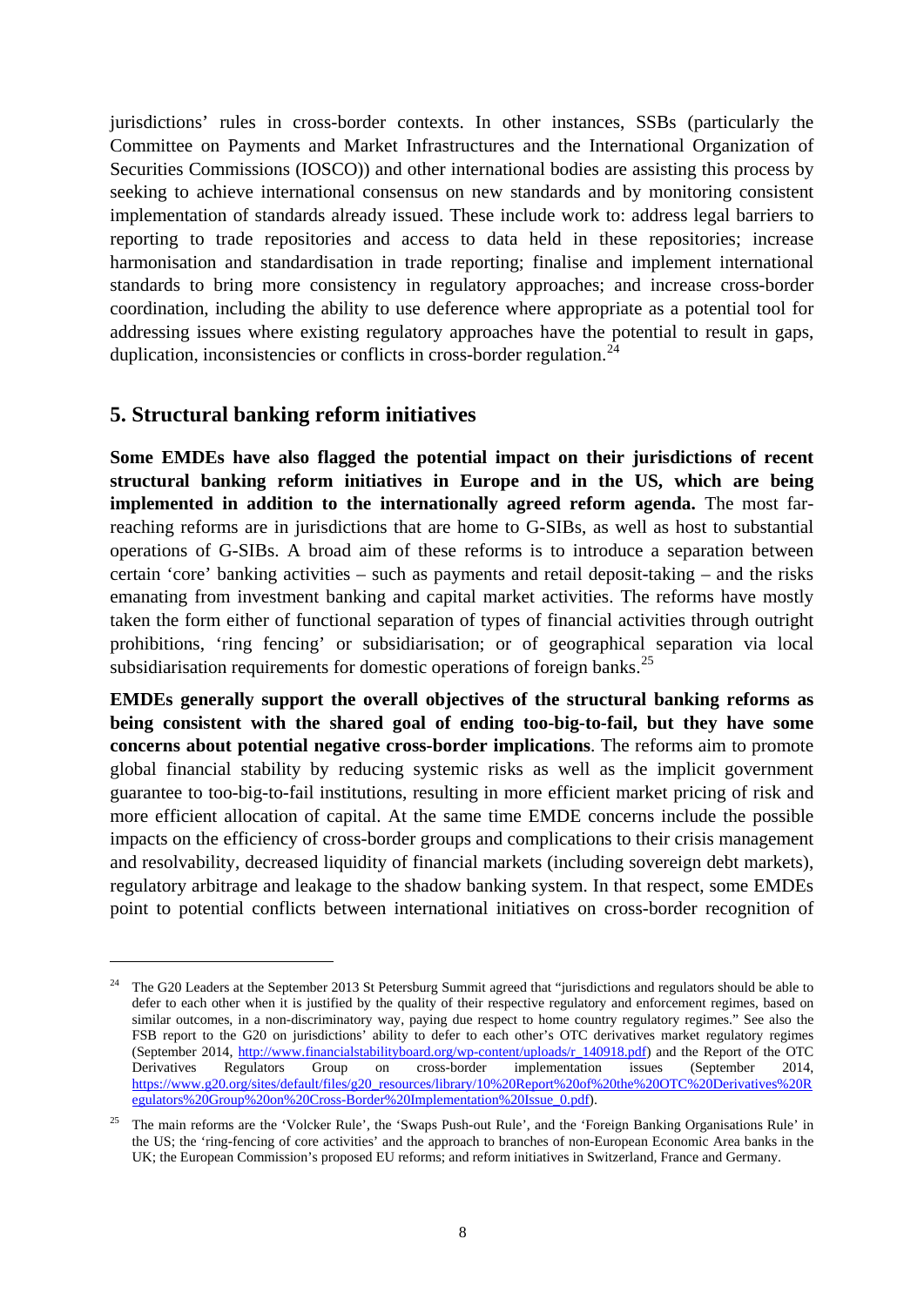jurisdictions' rules in cross-border contexts. In other instances, SSBs (particularly the Committee on Payments and Market Infrastructures and the International Organization of Securities Commissions (IOSCO)) and other international bodies are assisting this process by seeking to achieve international consensus on new standards and by monitoring consistent implementation of standards already issued. These include work to: address legal barriers to reporting to trade repositories and access to data held in these repositories; increase harmonisation and standardisation in trade reporting; finalise and implement international standards to bring more consistency in regulatory approaches; and increase cross-border coordination, including the ability to use deference where appropriate as a potential tool for addressing issues where existing regulatory approaches have the potential to result in gaps, duplication, inconsistencies or conflicts in cross-border regulation.[24]

## 5. Structural banking reform initiatives

**Some EMDEs have also flagged the potential impact on their jurisdictions of recent structural banking reform initiatives in Europe and in the US, which are being implemented in addition to the internationally agreed reform agenda.** The most far-reaching reforms are in jurisdictions that are home to G-SIBs, as well as host to substantial operations of G-SIBs. A broad aim of these reforms is to introduce a separation between certain 'core' banking activities – such as payments and retail deposit-taking – and the risks emanating from investment banking and capital market activities. The reforms have mostly taken the form either of functional separation of types of financial activities through outright prohibitions, 'ring fencing' or subsidiarisation; or of geographical separation via local subsidiarisation requirements for domestic operations of foreign banks.[25]

**EMDEs generally support the overall objectives of the structural banking reforms as being consistent with the shared goal of ending too-big-to-fail, but they have some concerns about potential negative cross-border implications**. The reforms aim to promote global financial stability by reducing systemic risks as well as the implicit government guarantee to too-big-to-fail institutions, resulting in more efficient market pricing of risk and more efficient allocation of capital. At the same time EMDE concerns include the possible impacts on the efficiency of cross-border groups and complications to their crisis management and resolvability, decreased liquidity of financial markets (including sovereign debt markets), regulatory arbitrage and leakage to the shadow banking system. In that respect, some EMDEs point to potential conflicts between international initiatives on cross-border recognition of

---

[24] The G20 Leaders at the September 2013 St Petersburg Summit agreed that "jurisdictions and regulators should be able to defer to each other when it is justified by the quality of their respective regulatory and enforcement regimes, based on similar outcomes, in a non-discriminatory way, paying due respect to home country regulatory regimes." See also the FSB report to the G20 on jurisdictions' ability to defer to each other's OTC derivatives market regulatory regimes (September 2014, http://www.financialstabilityboard.org/wp-content/uploads/r_140918.pdf) and the Report of the OTC Derivatives Regulators Group on cross-border implementation issues (September 2014, https://www.g20.org/sites/default/files/g20_resources/library/10%20Report%20of%20the%20OTC%20Derivatives%20Regulators%20Group%20on%20Cross-Border%20Implementation%20Issue_0.pdf).

[25] The main reforms are the 'Volcker Rule', the 'Swaps Push-out Rule', and the 'Foreign Banking Organisations Rule' in the US; the 'ring-fencing of core activities' and the approach to branches of non-European Economic Area banks in the UK; the European Commission's proposed EU reforms; and reform initiatives in Switzerland, France and Germany.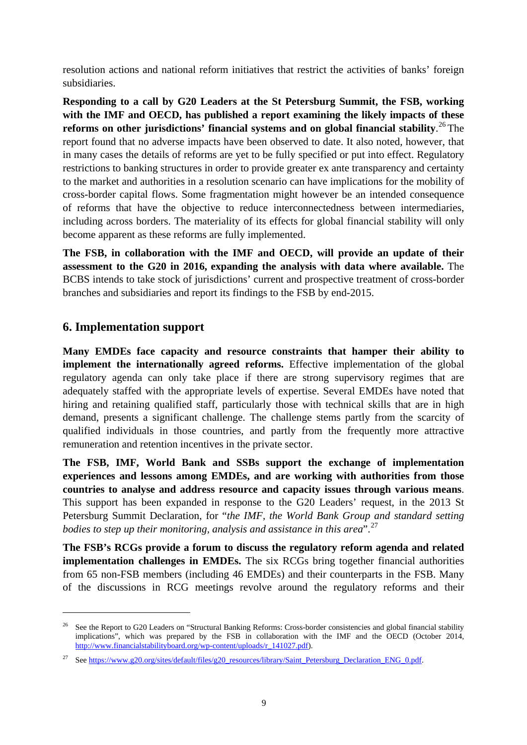resolution actions and national reform initiatives that restrict the activities of banks' foreign subsidiaries.

**Responding to a call by G20 Leaders at the St Petersburg Summit, the FSB, working with the IMF and OECD, has published a report examining the likely impacts of these reforms on other jurisdictions' financial systems and on global financial stability**.[26] The report found that no adverse impacts have been observed to date. It also noted, however, that in many cases the details of reforms are yet to be fully specified or put into effect. Regulatory restrictions to banking structures in order to provide greater ex ante transparency and certainty to the market and authorities in a resolution scenario can have implications for the mobility of cross-border capital flows. Some fragmentation might however be an intended consequence of reforms that have the objective to reduce interconnectedness between intermediaries, including across borders. The materiality of its effects for global financial stability will only become apparent as these reforms are fully implemented.

**The FSB, in collaboration with the IMF and OECD, will provide an update of their assessment to the G20 in 2016, expanding the analysis with data where available.** The BCBS intends to take stock of jurisdictions' current and prospective treatment of cross-border branches and subsidiaries and report its findings to the FSB by end-2015.

## 6. Implementation support

**Many EMDEs face capacity and resource constraints that hamper their ability to implement the internationally agreed reforms.** Effective implementation of the global regulatory agenda can only take place if there are strong supervisory regimes that are adequately staffed with the appropriate levels of expertise. Several EMDEs have noted that hiring and retaining qualified staff, particularly those with technical skills that are in high demand, presents a significant challenge. The challenge stems partly from the scarcity of qualified individuals in those countries, and partly from the frequently more attractive remuneration and retention incentives in the private sector.

**The FSB, IMF, World Bank and SSBs support the exchange of implementation experiences and lessons among EMDEs, and are working with authorities from those countries to analyse and address resource and capacity issues through various means**. This support has been expanded in response to the G20 Leaders' request, in the 2013 St Petersburg Summit Declaration, for "*the IMF, the World Bank Group and standard setting bodies to step up their monitoring, analysis and assistance in this area*".[27]

**The FSB's RCGs provide a forum to discuss the regulatory reform agenda and related implementation challenges in EMDEs.** The six RCGs bring together financial authorities from 65 non-FSB members (including 46 EMDEs) and their counterparts in the FSB. Many of the discussions in RCG meetings revolve around the regulatory reforms and their

---

[26] See the Report to G20 Leaders on "Structural Banking Reforms: Cross-border consistencies and global financial stability implications", which was prepared by the FSB in collaboration with the IMF and the OECD (October 2014, http://www.financialstabilityboard.org/wp-content/uploads/r_141027.pdf).

[27] See https://www.g20.org/sites/default/files/g20_resources/library/Saint_Petersburg_Declaration_ENG_0.pdf.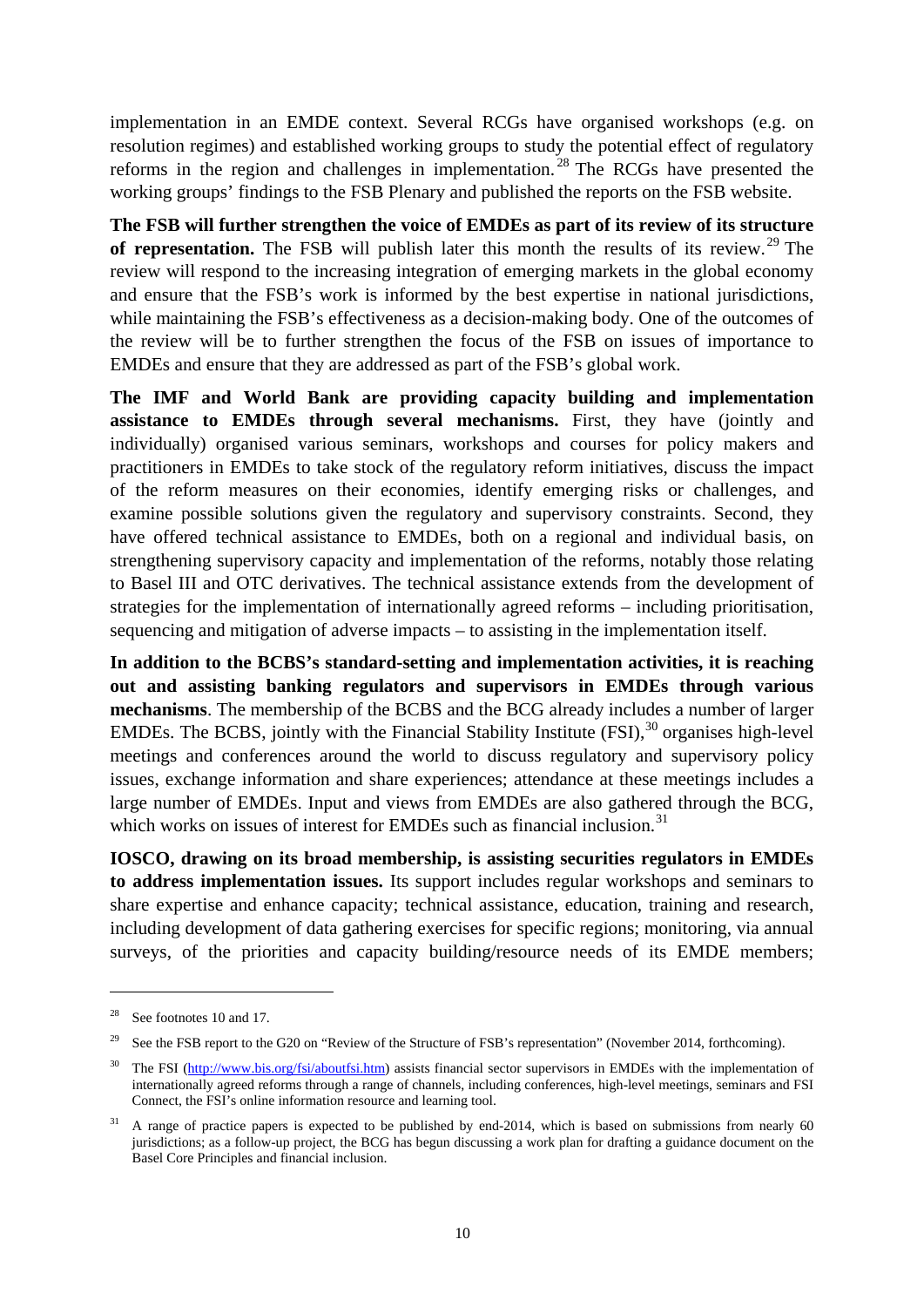implementation in an EMDE context. Several RCGs have organised workshops (e.g. on resolution regimes) and established working groups to study the potential effect of regulatory reforms in the region and challenges in implementation.[28] The RCGs have presented the working groups' findings to the FSB Plenary and published the reports on the FSB website.

**The FSB will further strengthen the voice of EMDEs as part of its review of its structure of representation.** The FSB will publish later this month the results of its review.[29] The review will respond to the increasing integration of emerging markets in the global economy and ensure that the FSB's work is informed by the best expertise in national jurisdictions, while maintaining the FSB's effectiveness as a decision-making body. One of the outcomes of the review will be to further strengthen the focus of the FSB on issues of importance to EMDEs and ensure that they are addressed as part of the FSB's global work.

**The IMF and World Bank are providing capacity building and implementation assistance to EMDEs through several mechanisms.** First, they have (jointly and individually) organised various seminars, workshops and courses for policy makers and practitioners in EMDEs to take stock of the regulatory reform initiatives, discuss the impact of the reform measures on their economies, identify emerging risks or challenges, and examine possible solutions given the regulatory and supervisory constraints. Second, they have offered technical assistance to EMDEs, both on a regional and individual basis, on strengthening supervisory capacity and implementation of the reforms, notably those relating to Basel III and OTC derivatives. The technical assistance extends from the development of strategies for the implementation of internationally agreed reforms – including prioritisation, sequencing and mitigation of adverse impacts – to assisting in the implementation itself.

**In addition to the BCBS's standard-setting and implementation activities, it is reaching out and assisting banking regulators and supervisors in EMDEs through various mechanisms**. The membership of the BCBS and the BCG already includes a number of larger EMDEs. The BCBS, jointly with the Financial Stability Institute (FSI),[30] organises high-level meetings and conferences around the world to discuss regulatory and supervisory policy issues, exchange information and share experiences; attendance at these meetings includes a large number of EMDEs. Input and views from EMDEs are also gathered through the BCG, which works on issues of interest for EMDEs such as financial inclusion.[31]

**IOSCO, drawing on its broad membership, is assisting securities regulators in EMDEs to address implementation issues.** Its support includes regular workshops and seminars to share expertise and enhance capacity; technical assistance, education, training and research, including development of data gathering exercises for specific regions; monitoring, via annual surveys, of the priorities and capacity building/resource needs of its EMDE members;

---

[28] See footnotes 10 and 17.

[29] See the FSB report to the G20 on "Review of the Structure of FSB's representation" (November 2014, forthcoming).

[30] The FSI (http://www.bis.org/fsi/aboutfsi.htm) assists financial sector supervisors in EMDEs with the implementation of internationally agreed reforms through a range of channels, including conferences, high-level meetings, seminars and FSI Connect, the FSI's online information resource and learning tool.

[31] A range of practice papers is expected to be published by end-2014, which is based on submissions from nearly 60 jurisdictions; as a follow-up project, the BCG has begun discussing a work plan for drafting a guidance document on the Basel Core Principles and financial inclusion.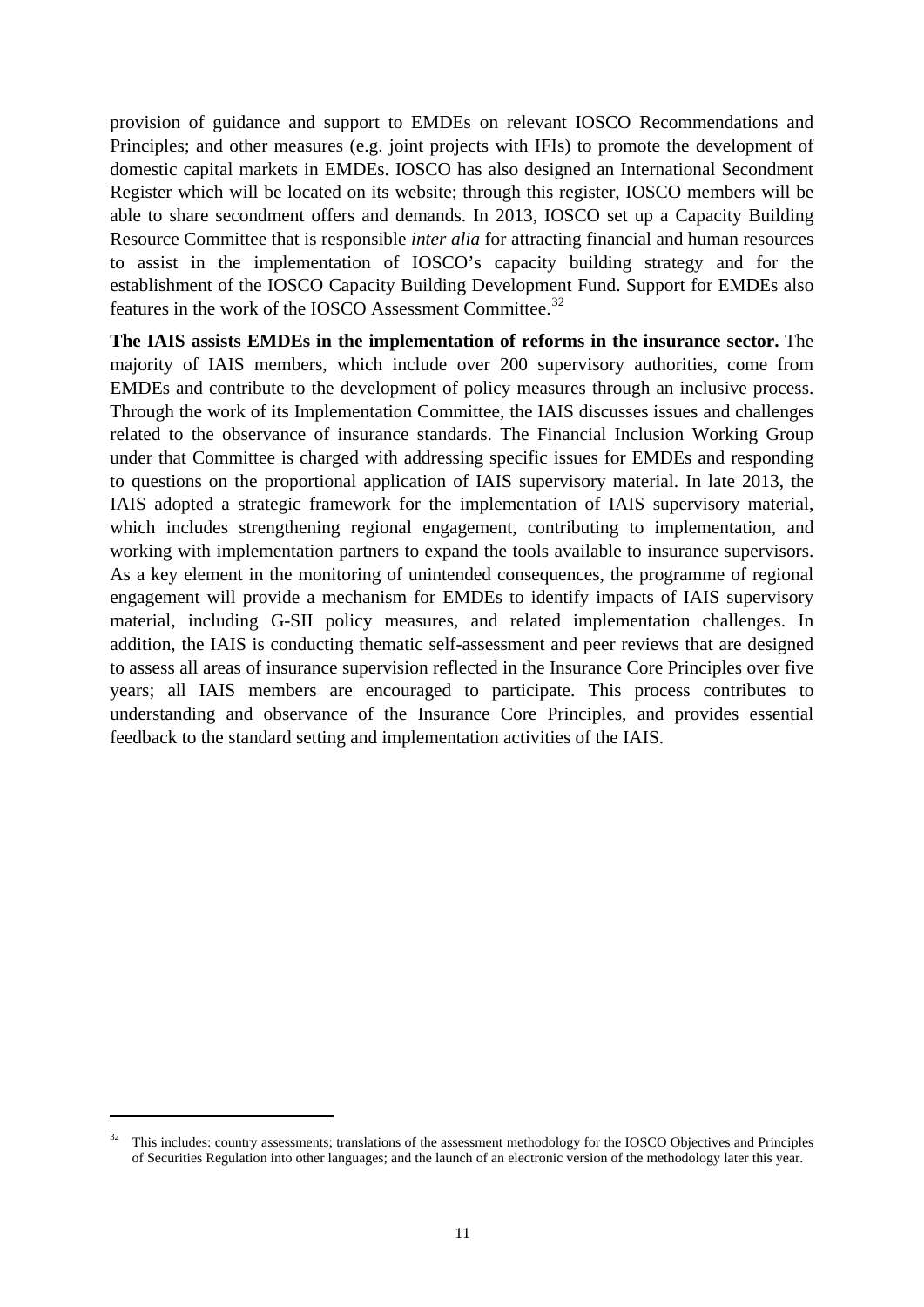provision of guidance and support to EMDEs on relevant IOSCO Recommendations and Principles; and other measures (e.g. joint projects with IFIs) to promote the development of domestic capital markets in EMDEs. IOSCO has also designed an International Secondment Register which will be located on its website; through this register, IOSCO members will be able to share secondment offers and demands. In 2013, IOSCO set up a Capacity Building Resource Committee that is responsible *inter alia* for attracting financial and human resources to assist in the implementation of IOSCO's capacity building strategy and for the establishment of the IOSCO Capacity Building Development Fund. Support for EMDEs also features in the work of the IOSCO Assessment Committee.[32]

**The IAIS assists EMDEs in the implementation of reforms in the insurance sector.** The majority of IAIS members, which include over 200 supervisory authorities, come from EMDEs and contribute to the development of policy measures through an inclusive process. Through the work of its Implementation Committee, the IAIS discusses issues and challenges related to the observance of insurance standards. The Financial Inclusion Working Group under that Committee is charged with addressing specific issues for EMDEs and responding to questions on the proportional application of IAIS supervisory material. In late 2013, the IAIS adopted a strategic framework for the implementation of IAIS supervisory material, which includes strengthening regional engagement, contributing to implementation, and working with implementation partners to expand the tools available to insurance supervisors. As a key element in the monitoring of unintended consequences, the programme of regional engagement will provide a mechanism for EMDEs to identify impacts of IAIS supervisory material, including G-SII policy measures, and related implementation challenges. In addition, the IAIS is conducting thematic self-assessment and peer reviews that are designed to assess all areas of insurance supervision reflected in the Insurance Core Principles over five years; all IAIS members are encouraged to participate. This process contributes to understanding and observance of the Insurance Core Principles, and provides essential feedback to the standard setting and implementation activities of the IAIS.

[32] This includes: country assessments; translations of the assessment methodology for the IOSCO Objectives and Principles of Securities Regulation into other languages; and the launch of an electronic version of the methodology later this year.